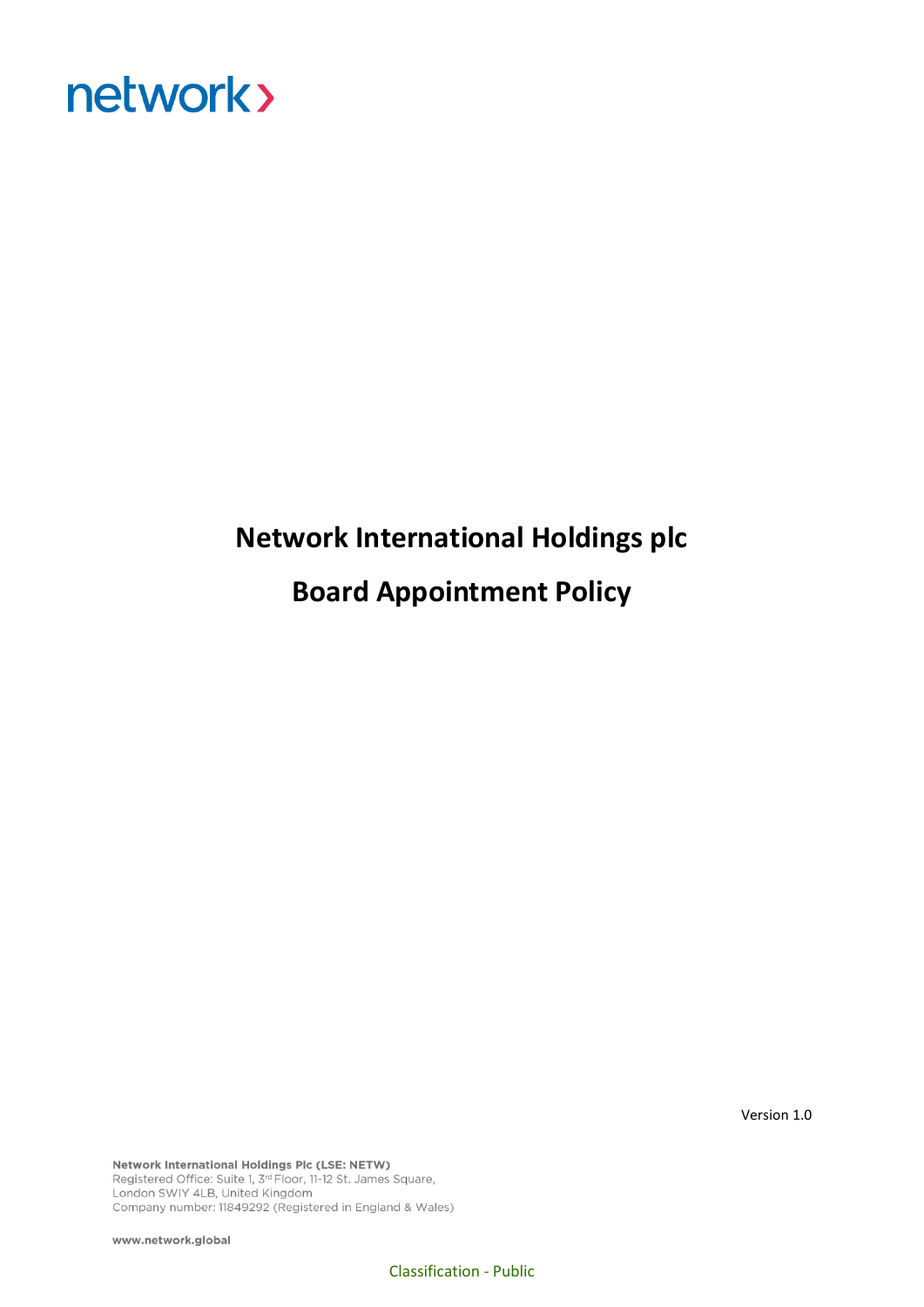network›

# Network International Holdings plc

# Board Appointment Policy

Version 1.0

**Network International Holdings Plc (LSE: NETW)**
Registered Office: Suite 1, 3rd Floor, 11-12 St. James Square,
London SW1Y 4LB, United Kingdom
Company number: 11849292 (Registered in England & Wales)

**www.network.global**

Classification - Public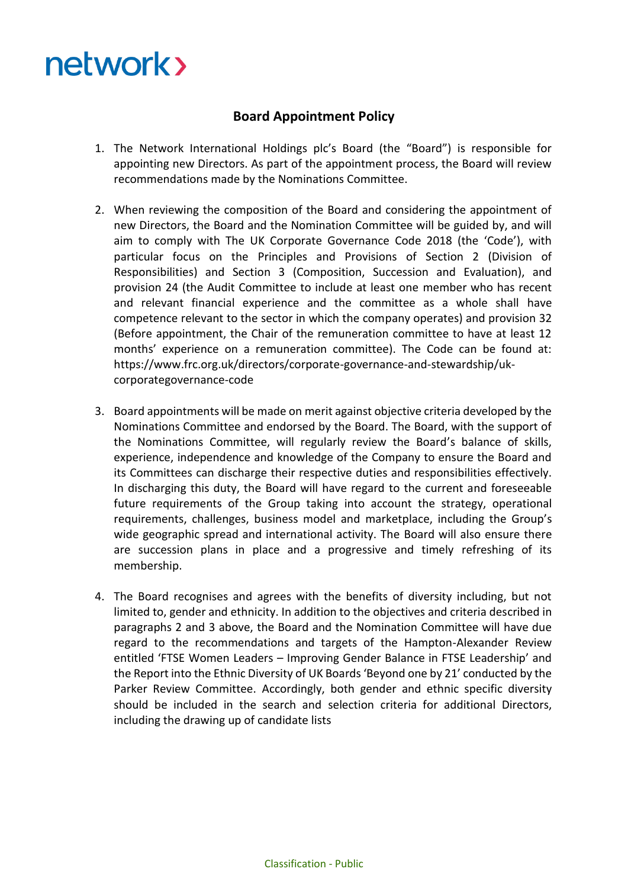network›

# Board Appointment Policy

1. The Network International Holdings plc's Board (the "Board") is responsible for appointing new Directors. As part of the appointment process, the Board will review recommendations made by the Nominations Committee.

2. When reviewing the composition of the Board and considering the appointment of new Directors, the Board and the Nomination Committee will be guided by, and will aim to comply with The UK Corporate Governance Code 2018 (the 'Code'), with particular focus on the Principles and Provisions of Section 2 (Division of Responsibilities) and Section 3 (Composition, Succession and Evaluation), and provision 24 (the Audit Committee to include at least one member who has recent and relevant financial experience and the committee as a whole shall have competence relevant to the sector in which the company operates) and provision 32 (Before appointment, the Chair of the remuneration committee to have at least 12 months' experience on a remuneration committee). The Code can be found at: https://www.frc.org.uk/directors/corporate-governance-and-stewardship/uk-corporategovernance-code

3. Board appointments will be made on merit against objective criteria developed by the Nominations Committee and endorsed by the Board. The Board, with the support of the Nominations Committee, will regularly review the Board's balance of skills, experience, independence and knowledge of the Company to ensure the Board and its Committees can discharge their respective duties and responsibilities effectively. In discharging this duty, the Board will have regard to the current and foreseeable future requirements of the Group taking into account the strategy, operational requirements, challenges, business model and marketplace, including the Group's wide geographic spread and international activity. The Board will also ensure there are succession plans in place and a progressive and timely refreshing of its membership.

4. The Board recognises and agrees with the benefits of diversity including, but not limited to, gender and ethnicity. In addition to the objectives and criteria described in paragraphs 2 and 3 above, the Board and the Nomination Committee will have due regard to the recommendations and targets of the Hampton-Alexander Review entitled 'FTSE Women Leaders – Improving Gender Balance in FTSE Leadership' and the Report into the Ethnic Diversity of UK Boards 'Beyond one by 21' conducted by the Parker Review Committee. Accordingly, both gender and ethnic specific diversity should be included in the search and selection criteria for additional Directors, including the drawing up of candidate lists

Classification - Public